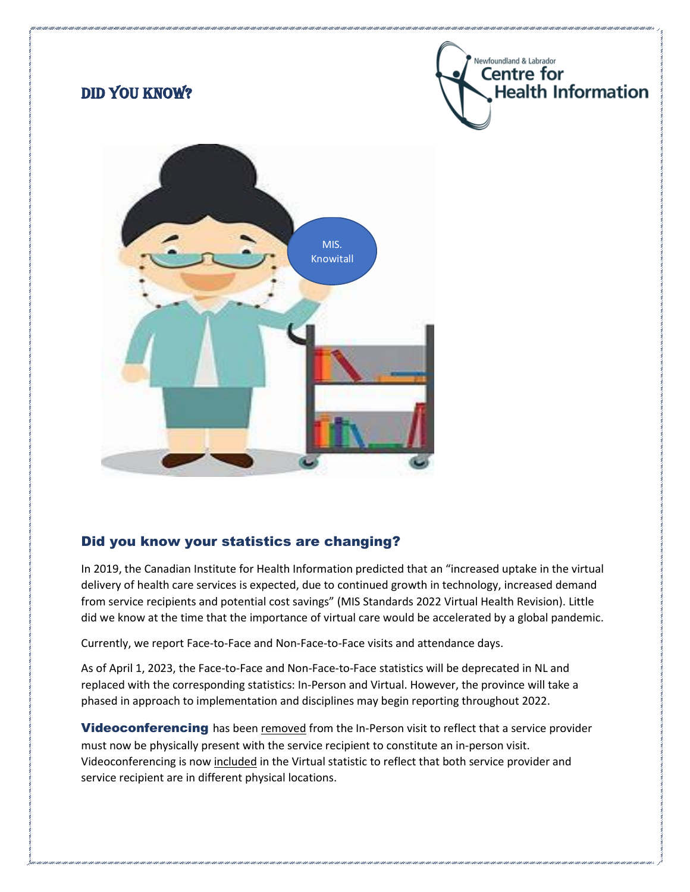# DID YOU KNOW?

MIS. Knowitall

## Did you know your statistics are changing?

In 2019, the Canadian Institute for Health Information predicted that an "increased uptake in the virtual delivery of health care services is expected, due to continued growth in technology, increased demand from service recipients and potential cost savings" (MIS Standards 2022 Virtual Health Revision). Little did we know at the time that the importance of virtual care would be accelerated by a global pandemic.

Currently, we report Face-to-Face and Non-Face-to-Face visits and attendance days.

As of April 1, 2023, the Face-to-Face and Non-Face-to-Face statistics will be deprecated in NL and replaced with the corresponding statistics: In-Person and Virtual. However, the province will take a phased in approach to implementation and disciplines may begin reporting throughout 2022.

**Videoconferencing** has been removed from the In-Person visit to reflect that a service provider must now be physically present with the service recipient to constitute an in-person visit. Videoconferencing is now included in the Virtual statistic to reflect that both service provider and service recipient are in different physical locations.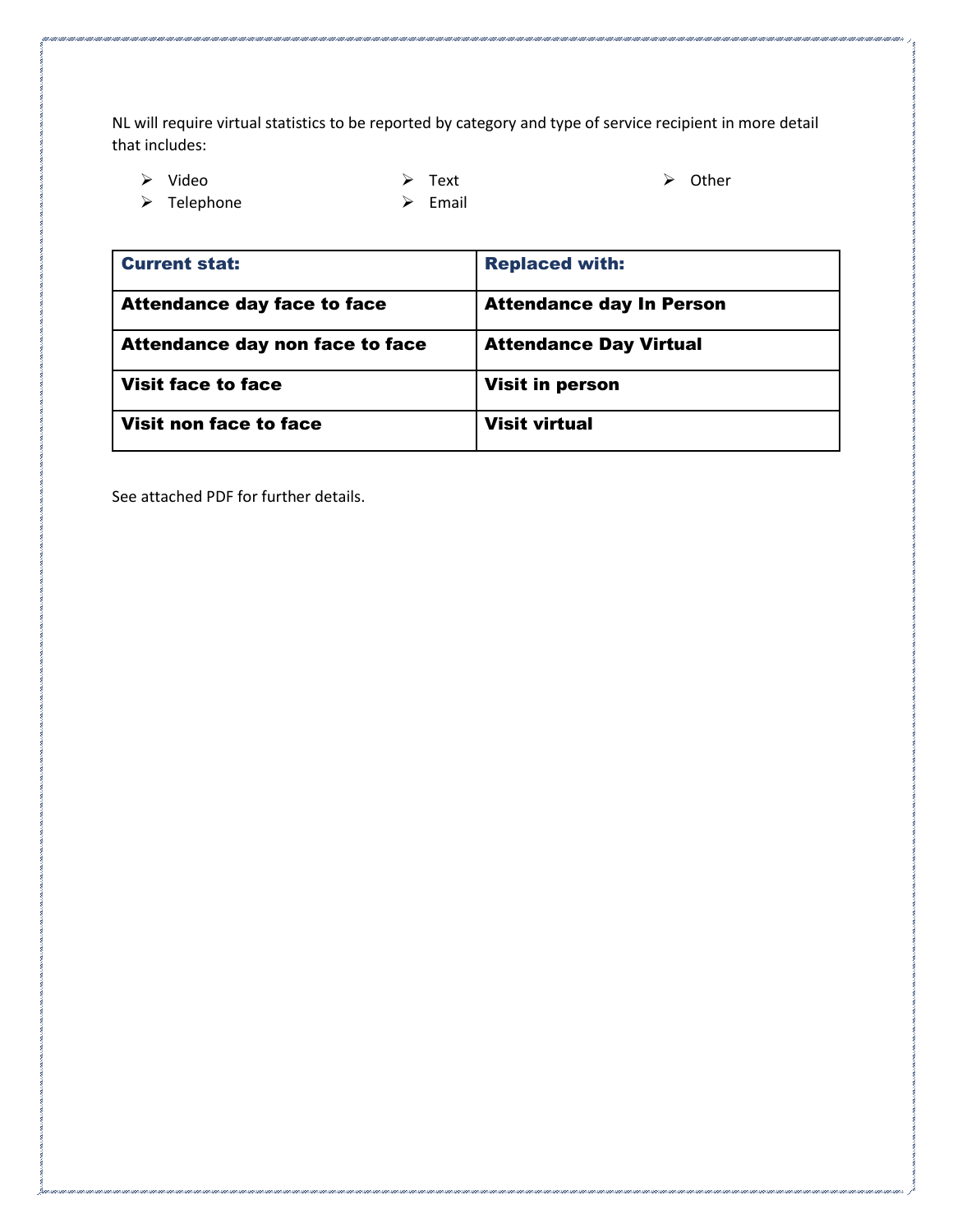NL will require virtual statistics to be reported by category and type of service recipient in more detail that includes:

- Video
- Telephone
- Text
- Email
- Other

| **Current stat:** | **Replaced with:** |
| --- | --- |
| **Attendance day face to face** | **Attendance day In Person** |
| **Attendance day non face to face** | **Attendance Day Virtual** |
| **Visit face to face** | **Visit in person** |
| **Visit non face to face** | **Visit virtual** |

See attached PDF for further details.